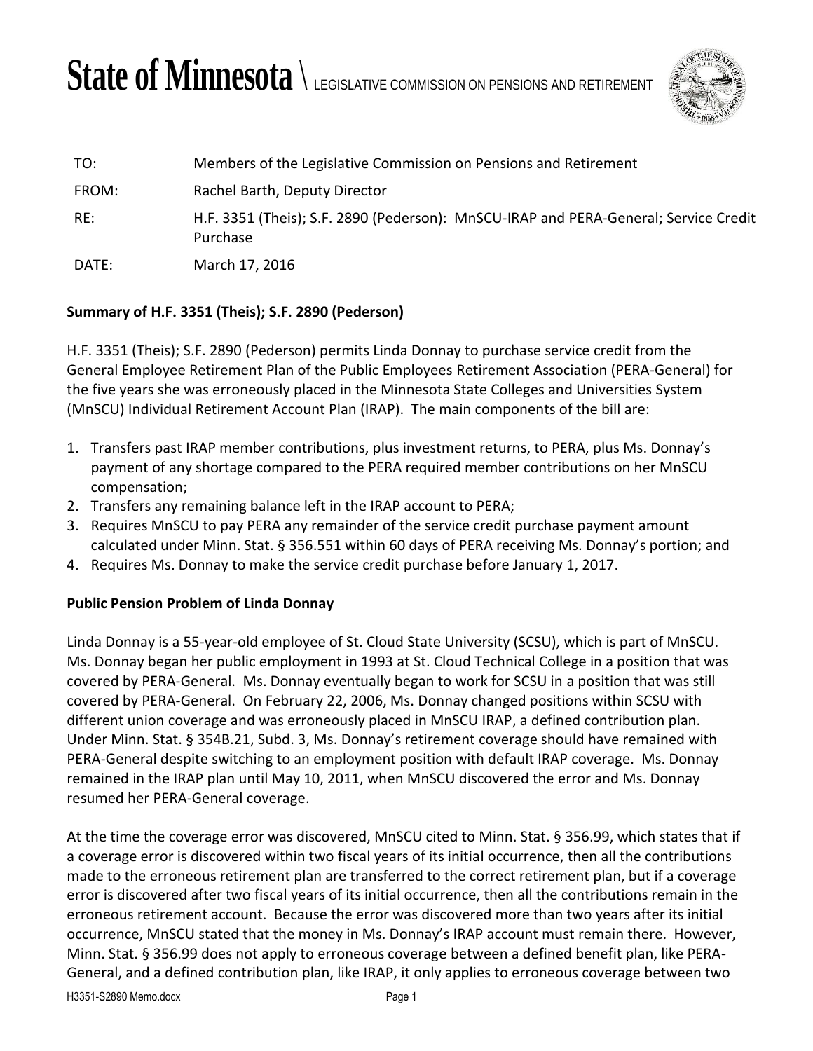# State of Minnesota \ LEGISLATIVE COMMISSION ON PENSIONS AND RETIREMENT

| | |
|---|---|
| TO: | Members of the Legislative Commission on Pensions and Retirement |
| FROM: | Rachel Barth, Deputy Director |
| RE: | H.F. 3351 (Theis); S.F. 2890 (Pederson): MnSCU-IRAP and PERA-General; Service Credit Purchase |
| DATE: | March 17, 2016 |

**Summary of H.F. 3351 (Theis); S.F. 2890 (Pederson)**

H.F. 3351 (Theis); S.F. 2890 (Pederson) permits Linda Donnay to purchase service credit from the General Employee Retirement Plan of the Public Employees Retirement Association (PERA-General) for the five years she was erroneously placed in the Minnesota State Colleges and Universities System (MnSCU) Individual Retirement Account Plan (IRAP). The main components of the bill are:

1. Transfers past IRAP member contributions, plus investment returns, to PERA, plus Ms. Donnay's payment of any shortage compared to the PERA required member contributions on her MnSCU compensation;
2. Transfers any remaining balance left in the IRAP account to PERA;
3. Requires MnSCU to pay PERA any remainder of the service credit purchase payment amount calculated under Minn. Stat. § 356.551 within 60 days of PERA receiving Ms. Donnay's portion; and
4. Requires Ms. Donnay to make the service credit purchase before January 1, 2017.

**Public Pension Problem of Linda Donnay**

Linda Donnay is a 55-year-old employee of St. Cloud State University (SCSU), which is part of MnSCU. Ms. Donnay began her public employment in 1993 at St. Cloud Technical College in a position that was covered by PERA-General. Ms. Donnay eventually began to work for SCSU in a position that was still covered by PERA-General. On February 22, 2006, Ms. Donnay changed positions within SCSU with different union coverage and was erroneously placed in MnSCU IRAP, a defined contribution plan. Under Minn. Stat. § 354B.21, Subd. 3, Ms. Donnay's retirement coverage should have remained with PERA-General despite switching to an employment position with default IRAP coverage. Ms. Donnay remained in the IRAP plan until May 10, 2011, when MnSCU discovered the error and Ms. Donnay resumed her PERA-General coverage.

At the time the coverage error was discovered, MnSCU cited to Minn. Stat. § 356.99, which states that if a coverage error is discovered within two fiscal years of its initial occurrence, then all the contributions made to the erroneous retirement plan are transferred to the correct retirement plan, but if a coverage error is discovered after two fiscal years of its initial occurrence, then all the contributions remain in the erroneous retirement account. Because the error was discovered more than two years after its initial occurrence, MnSCU stated that the money in Ms. Donnay's IRAP account must remain there. However, Minn. Stat. § 356.99 does not apply to erroneous coverage between a defined benefit plan, like PERA-General, and a defined contribution plan, like IRAP, it only applies to erroneous coverage between two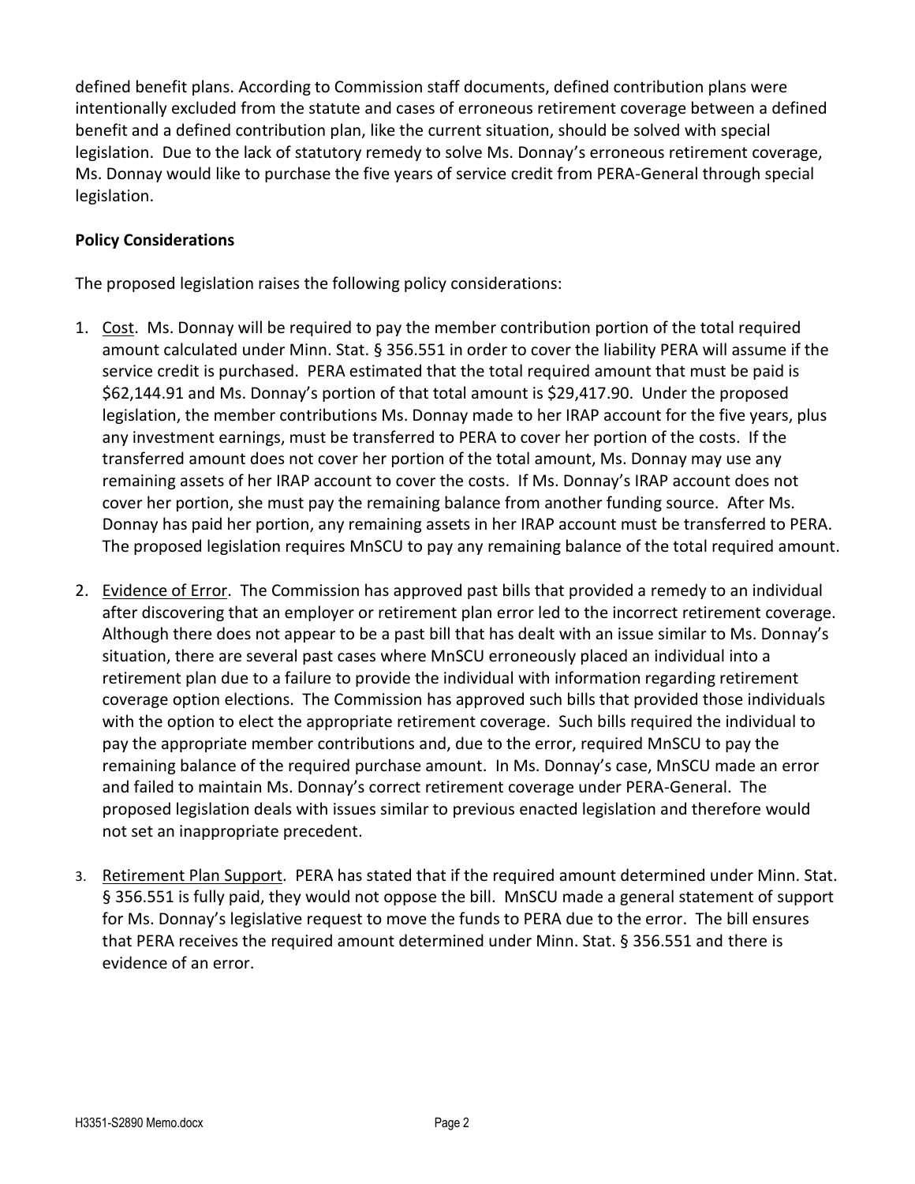defined benefit plans. According to Commission staff documents, defined contribution plans were intentionally excluded from the statute and cases of erroneous retirement coverage between a defined benefit and a defined contribution plan, like the current situation, should be solved with special legislation. Due to the lack of statutory remedy to solve Ms. Donnay's erroneous retirement coverage, Ms. Donnay would like to purchase the five years of service credit from PERA-General through special legislation.

**Policy Considerations**

The proposed legislation raises the following policy considerations:

1. Cost. Ms. Donnay will be required to pay the member contribution portion of the total required amount calculated under Minn. Stat. § 356.551 in order to cover the liability PERA will assume if the service credit is purchased. PERA estimated that the total required amount that must be paid is $62,144.91 and Ms. Donnay's portion of that total amount is $29,417.90. Under the proposed legislation, the member contributions Ms. Donnay made to her IRAP account for the five years, plus any investment earnings, must be transferred to PERA to cover her portion of the costs. If the transferred amount does not cover her portion of the total amount, Ms. Donnay may use any remaining assets of her IRAP account to cover the costs. If Ms. Donnay's IRAP account does not cover her portion, she must pay the remaining balance from another funding source. After Ms. Donnay has paid her portion, any remaining assets in her IRAP account must be transferred to PERA. The proposed legislation requires MnSCU to pay any remaining balance of the total required amount.

2. Evidence of Error. The Commission has approved past bills that provided a remedy to an individual after discovering that an employer or retirement plan error led to the incorrect retirement coverage. Although there does not appear to be a past bill that has dealt with an issue similar to Ms. Donnay's situation, there are several past cases where MnSCU erroneously placed an individual into a retirement plan due to a failure to provide the individual with information regarding retirement coverage option elections. The Commission has approved such bills that provided those individuals with the option to elect the appropriate retirement coverage. Such bills required the individual to pay the appropriate member contributions and, due to the error, required MnSCU to pay the remaining balance of the required purchase amount. In Ms. Donnay's case, MnSCU made an error and failed to maintain Ms. Donnay's correct retirement coverage under PERA-General. The proposed legislation deals with issues similar to previous enacted legislation and therefore would not set an inappropriate precedent.

3. Retirement Plan Support. PERA has stated that if the required amount determined under Minn. Stat. § 356.551 is fully paid, they would not oppose the bill. MnSCU made a general statement of support for Ms. Donnay's legislative request to move the funds to PERA due to the error. The bill ensures that PERA receives the required amount determined under Minn. Stat. § 356.551 and there is evidence of an error.